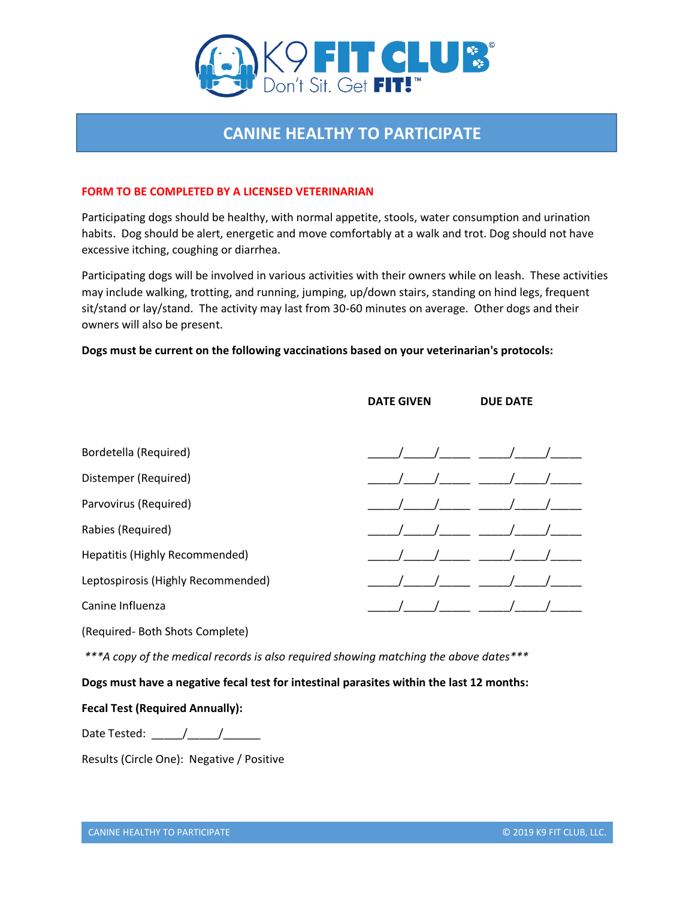K9 FIT CLUB©
Don't Sit. Get FIT!™

# CANINE HEALTHY TO PARTICIPATE

**FORM TO BE COMPLETED BY A LICENSED VETERINARIAN**

Participating dogs should be healthy, with normal appetite, stools, water consumption and urination habits. Dog should be alert, energetic and move comfortably at a walk and trot. Dog should not have excessive itching, coughing or diarrhea.

Participating dogs will be involved in various activities with their owners while on leash. These activities may include walking, trotting, and running, jumping, up/down stairs, standing on hind legs, frequent sit/stand or lay/stand. The activity may last from 30-60 minutes on average. Other dogs and their owners will also be present.

**Dogs must be current on the following vaccinations based on your veterinarian's protocols:**

| | DATE GIVEN | DUE DATE |
|---|---|---|
| Bordetella (Required) | _____/_____/_____ | _____/_____/_____ |
| Distemper (Required) | _____/_____/_____ | _____/_____/_____ |
| Parvovirus (Required) | _____/_____/_____ | _____/_____/_____ |
| Rabies (Required) | _____/_____/_____ | _____/_____/_____ |
| Hepatitis (Highly Recommended) | _____/_____/_____ | _____/_____/_____ |
| Leptospirosis (Highly Recommended) | _____/_____/_____ | _____/_____/_____ |
| Canine Influenza | _____/_____/_____ | _____/_____/_____ |

(Required- Both Shots Complete)

*\*\*\*A copy of the medical records is also required showing matching the above dates\*\*\**

**Dogs must have a negative fecal test for intestinal parasites within the last 12 months:**

**Fecal Test (Required Annually):**

Date Tested: _____/_____/______

Results (Circle One): Negative / Positive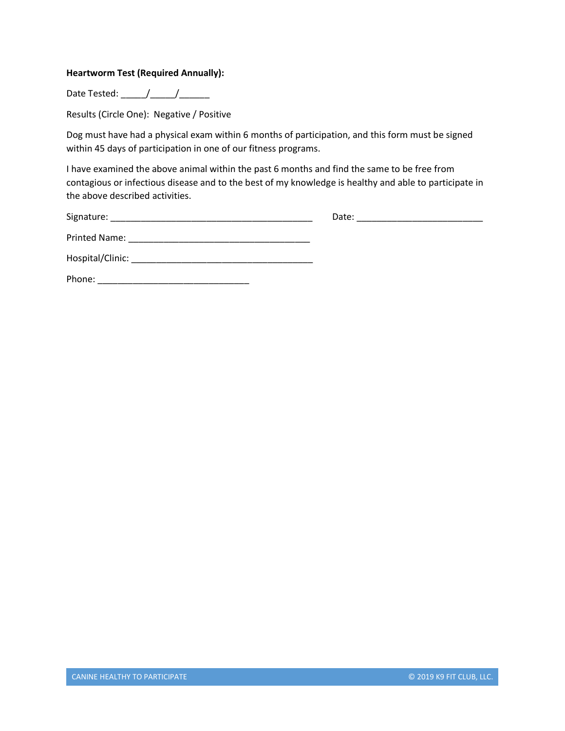**Heartworm Test (Required Annually):**

Date Tested: _____/_____/______

Results (Circle One): Negative / Positive

Dog must have had a physical exam within 6 months of participation, and this form must be signed within 45 days of participation in one of our fitness programs.

I have examined the above animal within the past 6 months and find the same to be free from contagious or infectious disease and to the best of my knowledge is healthy and able to participate in the above described activities.

Signature: ________________________________________ Date: _________________________

Printed Name: ____________________________________

Hospital/Clinic: ____________________________________

Phone: ______________________________